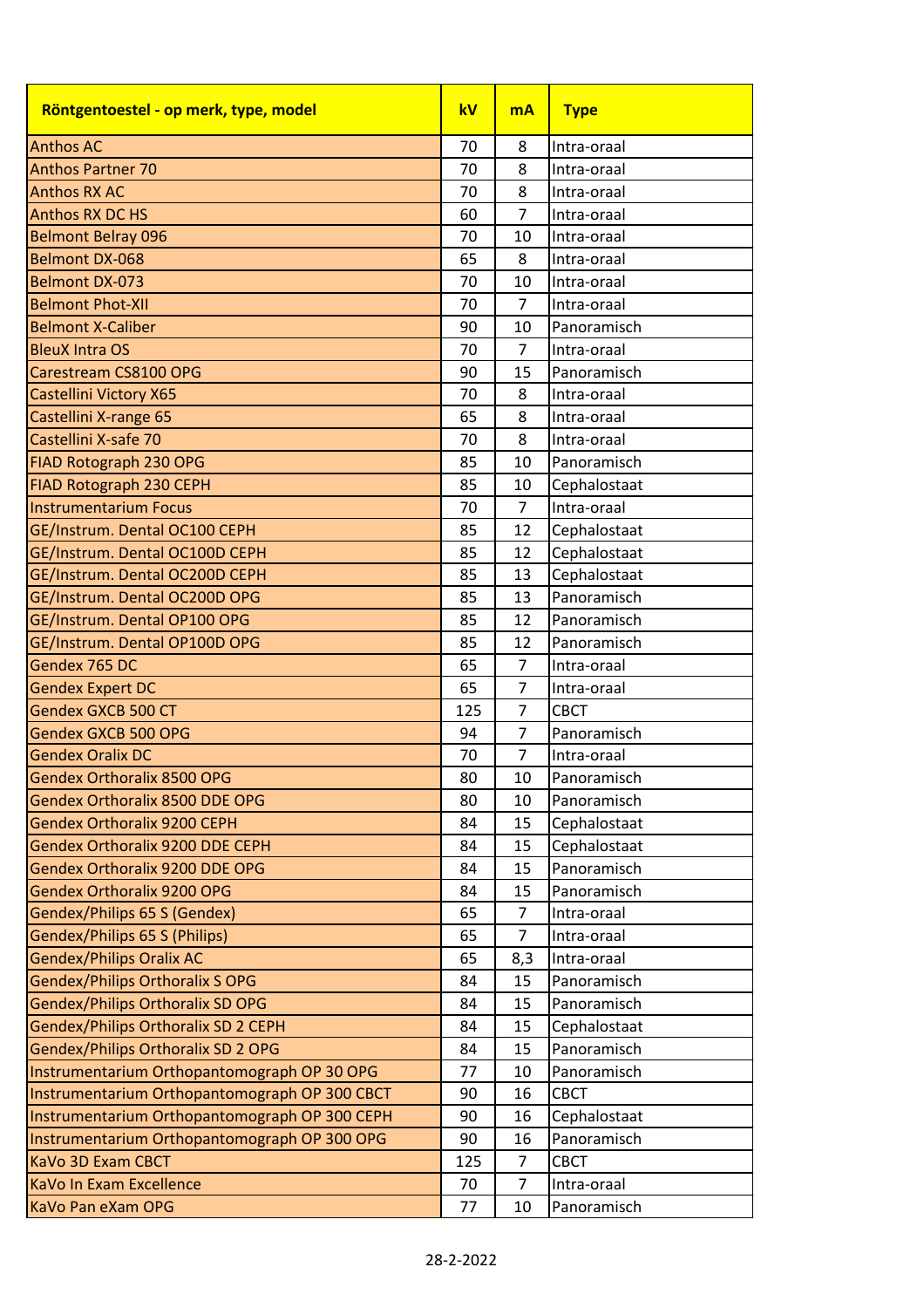| Röntgentoestel - op merk, type, model | kV | mA | Type |
|---|---|---|---|
| Anthos AC | 70 | 8 | Intra-oraal |
| Anthos Partner 70 | 70 | 8 | Intra-oraal |
| Anthos RX AC | 70 | 8 | Intra-oraal |
| Anthos RX DC HS | 60 | 7 | Intra-oraal |
| Belmont Belray 096 | 70 | 10 | Intra-oraal |
| Belmont DX-068 | 65 | 8 | Intra-oraal |
| Belmont DX-073 | 70 | 10 | Intra-oraal |
| Belmont Phot-XII | 70 | 7 | Intra-oraal |
| Belmont X-Caliber | 90 | 10 | Panoramisch |
| BleuX Intra OS | 70 | 7 | Intra-oraal |
| Carestream CS8100 OPG | 90 | 15 | Panoramisch |
| Castellini Victory X65 | 70 | 8 | Intra-oraal |
| Castellini X-range 65 | 65 | 8 | Intra-oraal |
| Castellini X-safe 70 | 70 | 8 | Intra-oraal |
| FIAD Rotograph 230 OPG | 85 | 10 | Panoramisch |
| FIAD Rotograph 230 CEPH | 85 | 10 | Cephalostaat |
| Instrumentarium Focus | 70 | 7 | Intra-oraal |
| GE/Instrum. Dental OC100 CEPH | 85 | 12 | Cephalostaat |
| GE/Instrum. Dental OC100D CEPH | 85 | 12 | Cephalostaat |
| GE/Instrum. Dental OC200D CEPH | 85 | 13 | Cephalostaat |
| GE/Instrum. Dental OC200D OPG | 85 | 13 | Panoramisch |
| GE/Instrum. Dental OP100 OPG | 85 | 12 | Panoramisch |
| GE/Instrum. Dental OP100D OPG | 85 | 12 | Panoramisch |
| Gendex 765 DC | 65 | 7 | Intra-oraal |
| Gendex Expert DC | 65 | 7 | Intra-oraal |
| Gendex GXCB 500 CT | 125 | 7 | CBCT |
| Gendex GXCB 500 OPG | 94 | 7 | Panoramisch |
| Gendex Oralix DC | 70 | 7 | Intra-oraal |
| Gendex Orthoralix 8500 OPG | 80 | 10 | Panoramisch |
| Gendex Orthoralix 8500 DDE OPG | 80 | 10 | Panoramisch |
| Gendex Orthoralix 9200 CEPH | 84 | 15 | Cephalostaat |
| Gendex Orthoralix 9200 DDE CEPH | 84 | 15 | Cephalostaat |
| Gendex Orthoralix 9200 DDE OPG | 84 | 15 | Panoramisch |
| Gendex Orthoralix 9200 OPG | 84 | 15 | Panoramisch |
| Gendex/Philips 65 S (Gendex) | 65 | 7 | Intra-oraal |
| Gendex/Philips 65 S (Philips) | 65 | 7 | Intra-oraal |
| Gendex/Philips Oralix AC | 65 | 8,3 | Intra-oraal |
| Gendex/Philips Orthoralix S OPG | 84 | 15 | Panoramisch |
| Gendex/Philips Orthoralix SD OPG | 84 | 15 | Panoramisch |
| Gendex/Philips Orthoralix SD 2 CEPH | 84 | 15 | Cephalostaat |
| Gendex/Philips Orthoralix SD 2 OPG | 84 | 15 | Panoramisch |
| Instrumentarium Orthopantomograph OP 30 OPG | 77 | 10 | Panoramisch |
| Instrumentarium Orthopantomograph OP 300 CBCT | 90 | 16 | CBCT |
| Instrumentarium Orthopantomograph OP 300 CEPH | 90 | 16 | Cephalostaat |
| Instrumentarium Orthopantomograph OP 300 OPG | 90 | 16 | Panoramisch |
| KaVo 3D Exam CBCT | 125 | 7 | CBCT |
| KaVo In Exam Excellence | 70 | 7 | Intra-oraal |
| KaVo Pan eXam OPG | 77 | 10 | Panoramisch |

28-2-2022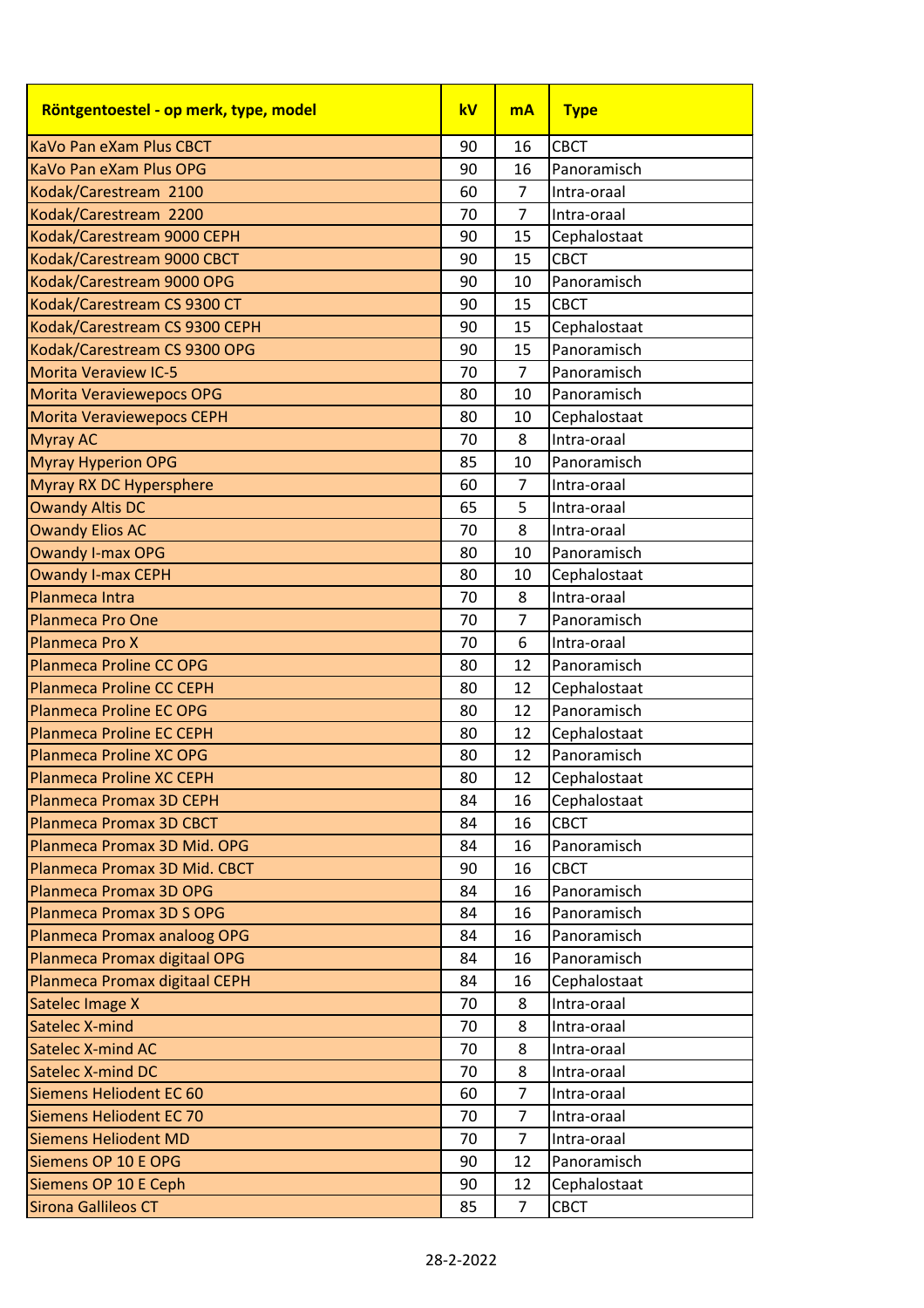| Röntgentoestel - op merk, type, model | kV | mA | Type |
|---|---|---|---|
| KaVo Pan eXam Plus CBCT | 90 | 16 | CBCT |
| KaVo Pan eXam Plus OPG | 90 | 16 | Panoramisch |
| Kodak/Carestream  2100 | 60 | 7 | Intra-oraal |
| Kodak/Carestream  2200 | 70 | 7 | Intra-oraal |
| Kodak/Carestream 9000 CEPH | 90 | 15 | Cephalostaat |
| Kodak/Carestream 9000 CBCT | 90 | 15 | CBCT |
| Kodak/Carestream 9000 OPG | 90 | 10 | Panoramisch |
| Kodak/Carestream CS 9300 CT | 90 | 15 | CBCT |
| Kodak/Carestream CS 9300 CEPH | 90 | 15 | Cephalostaat |
| Kodak/Carestream CS 9300 OPG | 90 | 15 | Panoramisch |
| Morita Veraview IC-5 | 70 | 7 | Panoramisch |
| Morita Veraviewepocs OPG | 80 | 10 | Panoramisch |
| Morita Veraviewepocs CEPH | 80 | 10 | Cephalostaat |
| Myray AC | 70 | 8 | Intra-oraal |
| Myray Hyperion OPG | 85 | 10 | Panoramisch |
| Myray RX DC Hypersphere | 60 | 7 | Intra-oraal |
| Owandy Altis DC | 65 | 5 | Intra-oraal |
| Owandy Elios AC | 70 | 8 | Intra-oraal |
| Owandy I-max OPG | 80 | 10 | Panoramisch |
| Owandy I-max CEPH | 80 | 10 | Cephalostaat |
| Planmeca Intra | 70 | 8 | Intra-oraal |
| Planmeca Pro One | 70 | 7 | Panoramisch |
| Planmeca Pro X | 70 | 6 | Intra-oraal |
| Planmeca Proline CC OPG | 80 | 12 | Panoramisch |
| Planmeca Proline CC CEPH | 80 | 12 | Cephalostaat |
| Planmeca Proline EC OPG | 80 | 12 | Panoramisch |
| Planmeca Proline EC CEPH | 80 | 12 | Cephalostaat |
| Planmeca Proline XC OPG | 80 | 12 | Panoramisch |
| Planmeca Proline XC CEPH | 80 | 12 | Cephalostaat |
| Planmeca Promax 3D CEPH | 84 | 16 | Cephalostaat |
| Planmeca Promax 3D CBCT | 84 | 16 | CBCT |
| Planmeca Promax 3D Mid. OPG | 84 | 16 | Panoramisch |
| Planmeca Promax 3D Mid. CBCT | 90 | 16 | CBCT |
| Planmeca Promax 3D OPG | 84 | 16 | Panoramisch |
| Planmeca Promax 3D S OPG | 84 | 16 | Panoramisch |
| Planmeca Promax analoog OPG | 84 | 16 | Panoramisch |
| Planmeca Promax digitaal OPG | 84 | 16 | Panoramisch |
| Planmeca Promax digitaal CEPH | 84 | 16 | Cephalostaat |
| Satelec Image X | 70 | 8 | Intra-oraal |
| Satelec X-mind | 70 | 8 | Intra-oraal |
| Satelec X-mind AC | 70 | 8 | Intra-oraal |
| Satelec X-mind DC | 70 | 8 | Intra-oraal |
| Siemens Heliodent EC 60 | 60 | 7 | Intra-oraal |
| Siemens Heliodent EC 70 | 70 | 7 | Intra-oraal |
| Siemens Heliodent MD | 70 | 7 | Intra-oraal |
| Siemens OP 10 E OPG | 90 | 12 | Panoramisch |
| Siemens OP 10 E Ceph | 90 | 12 | Cephalostaat |
| Sirona Gallileos CT | 85 | 7 | CBCT |

28-2-2022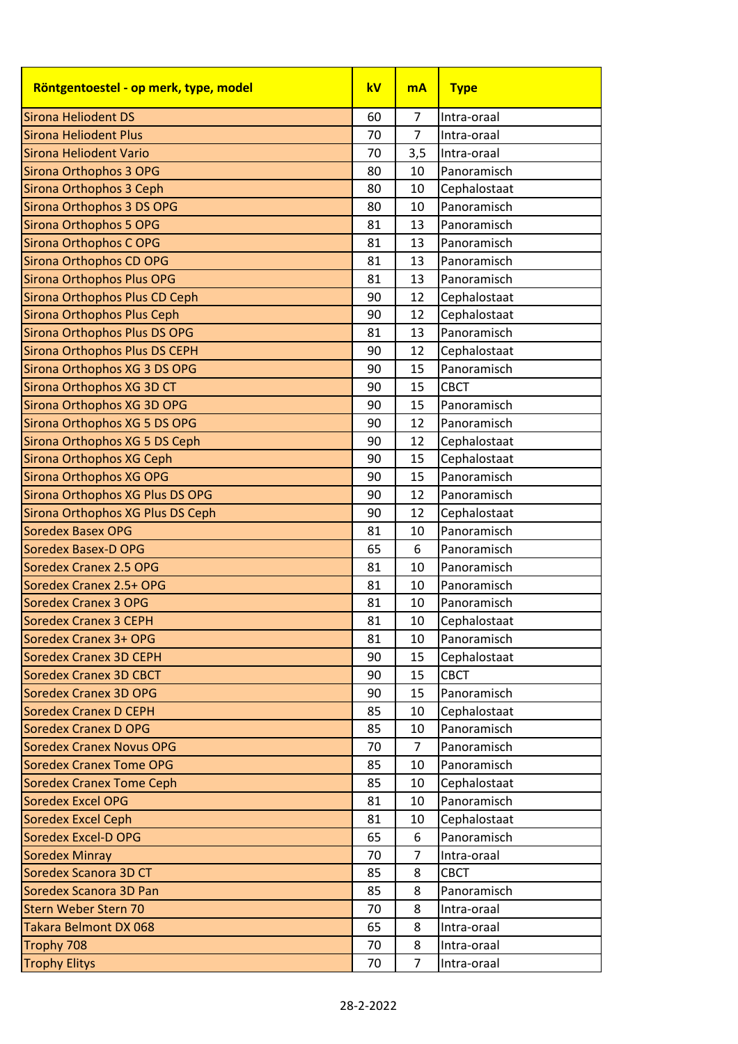| Röntgentoestel - op merk, type, model | kV | mA | Type |
| --- | --- | --- | --- |
| Sirona Heliodent DS | 60 | 7 | Intra-oraal |
| Sirona Heliodent Plus | 70 | 7 | Intra-oraal |
| Sirona Heliodent Vario | 70 | 3,5 | Intra-oraal |
| Sirona Orthophos 3 OPG | 80 | 10 | Panoramisch |
| Sirona Orthophos 3 Ceph | 80 | 10 | Cephalostaat |
| Sirona Orthophos 3 DS OPG | 80 | 10 | Panoramisch |
| Sirona Orthophos 5 OPG | 81 | 13 | Panoramisch |
| Sirona Orthophos C OPG | 81 | 13 | Panoramisch |
| Sirona Orthophos CD OPG | 81 | 13 | Panoramisch |
| Sirona Orthophos Plus OPG | 81 | 13 | Panoramisch |
| Sirona Orthophos Plus CD Ceph | 90 | 12 | Cephalostaat |
| Sirona Orthophos Plus Ceph | 90 | 12 | Cephalostaat |
| Sirona Orthophos Plus DS OPG | 81 | 13 | Panoramisch |
| Sirona Orthophos Plus DS CEPH | 90 | 12 | Cephalostaat |
| Sirona Orthophos XG 3 DS OPG | 90 | 15 | Panoramisch |
| Sirona Orthophos XG 3D CT | 90 | 15 | CBCT |
| Sirona Orthophos XG 3D OPG | 90 | 15 | Panoramisch |
| Sirona Orthophos XG 5 DS OPG | 90 | 12 | Panoramisch |
| Sirona Orthophos XG 5 DS Ceph | 90 | 12 | Cephalostaat |
| Sirona Orthophos XG Ceph | 90 | 15 | Cephalostaat |
| Sirona Orthophos XG OPG | 90 | 15 | Panoramisch |
| Sirona Orthophos XG Plus DS OPG | 90 | 12 | Panoramisch |
| Sirona Orthophos XG Plus DS Ceph | 90 | 12 | Cephalostaat |
| Soredex Basex OPG | 81 | 10 | Panoramisch |
| Soredex Basex-D OPG | 65 | 6 | Panoramisch |
| Soredex Cranex 2.5 OPG | 81 | 10 | Panoramisch |
| Soredex Cranex 2.5+ OPG | 81 | 10 | Panoramisch |
| Soredex Cranex 3 OPG | 81 | 10 | Panoramisch |
| Soredex Cranex 3 CEPH | 81 | 10 | Cephalostaat |
| Soredex Cranex 3+ OPG | 81 | 10 | Panoramisch |
| Soredex Cranex 3D CEPH | 90 | 15 | Cephalostaat |
| Soredex Cranex 3D CBCT | 90 | 15 | CBCT |
| Soredex Cranex 3D OPG | 90 | 15 | Panoramisch |
| Soredex Cranex D CEPH | 85 | 10 | Cephalostaat |
| Soredex Cranex D OPG | 85 | 10 | Panoramisch |
| Soredex Cranex Novus OPG | 70 | 7 | Panoramisch |
| Soredex Cranex Tome OPG | 85 | 10 | Panoramisch |
| Soredex Cranex Tome Ceph | 85 | 10 | Cephalostaat |
| Soredex Excel OPG | 81 | 10 | Panoramisch |
| Soredex Excel Ceph | 81 | 10 | Cephalostaat |
| Soredex Excel-D OPG | 65 | 6 | Panoramisch |
| Soredex Minray | 70 | 7 | Intra-oraal |
| Soredex Scanora 3D CT | 85 | 8 | CBCT |
| Soredex Scanora 3D Pan | 85 | 8 | Panoramisch |
| Stern Weber Stern 70 | 70 | 8 | Intra-oraal |
| Takara Belmont DX 068 | 65 | 8 | Intra-oraal |
| Trophy 708 | 70 | 8 | Intra-oraal |
| Trophy Elitys | 70 | 7 | Intra-oraal |

28-2-2022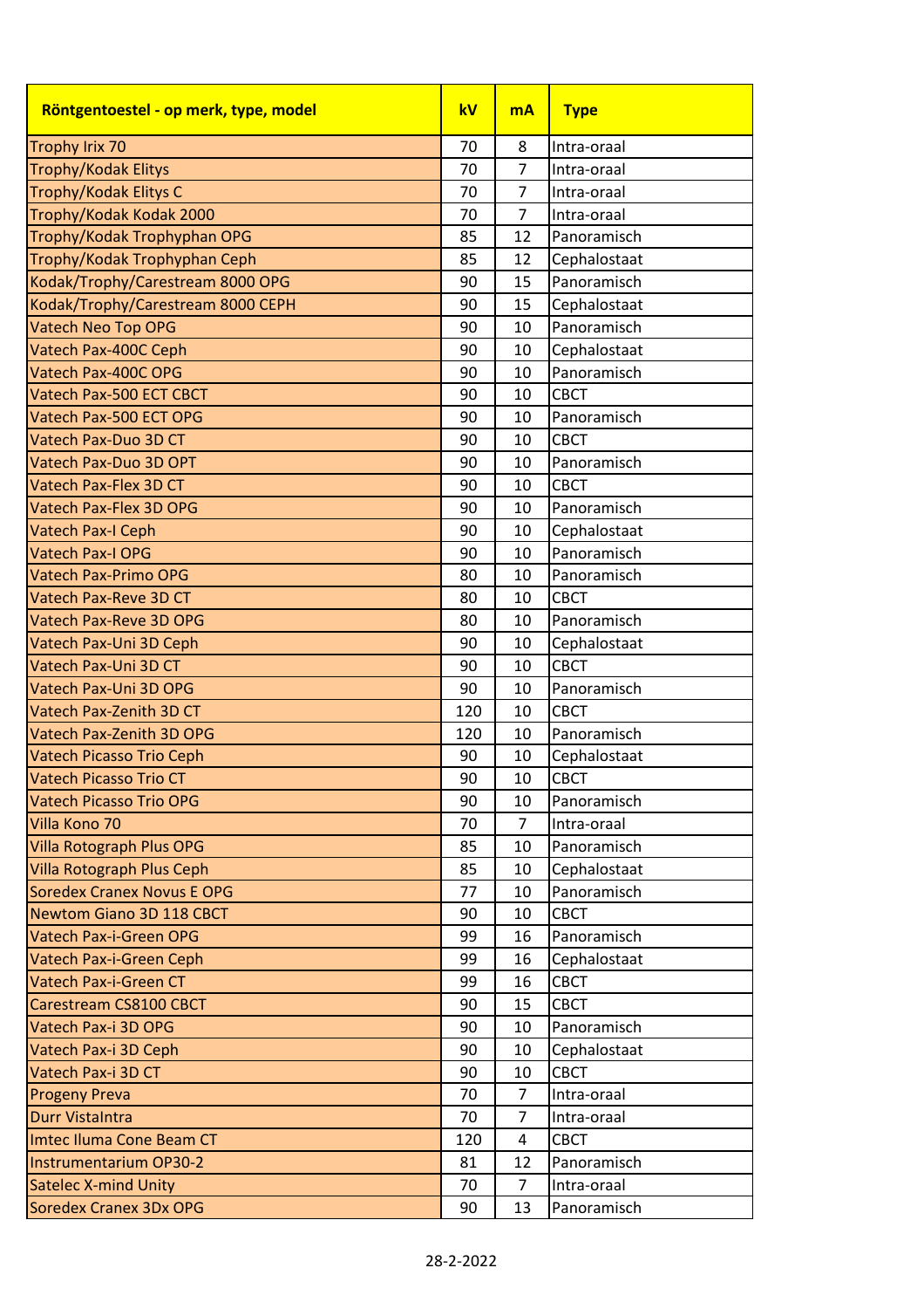| Röntgentoestel - op merk, type, model | kV | mA | Type |
|---|---|---|---|
| Trophy Irix 70 | 70 | 8 | Intra-oraal |
| Trophy/Kodak Elitys | 70 | 7 | Intra-oraal |
| Trophy/Kodak Elitys C | 70 | 7 | Intra-oraal |
| Trophy/Kodak Kodak 2000 | 70 | 7 | Intra-oraal |
| Trophy/Kodak Trophyphan OPG | 85 | 12 | Panoramisch |
| Trophy/Kodak Trophyphan Ceph | 85 | 12 | Cephalostaat |
| Kodak/Trophy/Carestream 8000 OPG | 90 | 15 | Panoramisch |
| Kodak/Trophy/Carestream 8000 CEPH | 90 | 15 | Cephalostaat |
| Vatech Neo Top OPG | 90 | 10 | Panoramisch |
| Vatech Pax-400C Ceph | 90 | 10 | Cephalostaat |
| Vatech Pax-400C OPG | 90 | 10 | Panoramisch |
| Vatech Pax-500 ECT CBCT | 90 | 10 | CBCT |
| Vatech Pax-500 ECT OPG | 90 | 10 | Panoramisch |
| Vatech Pax-Duo 3D CT | 90 | 10 | CBCT |
| Vatech Pax-Duo 3D OPT | 90 | 10 | Panoramisch |
| Vatech Pax-Flex 3D CT | 90 | 10 | CBCT |
| Vatech Pax-Flex 3D OPG | 90 | 10 | Panoramisch |
| Vatech Pax-I Ceph | 90 | 10 | Cephalostaat |
| Vatech Pax-I OPG | 90 | 10 | Panoramisch |
| Vatech Pax-Primo OPG | 80 | 10 | Panoramisch |
| Vatech Pax-Reve 3D CT | 80 | 10 | CBCT |
| Vatech Pax-Reve 3D OPG | 80 | 10 | Panoramisch |
| Vatech Pax-Uni 3D Ceph | 90 | 10 | Cephalostaat |
| Vatech Pax-Uni 3D CT | 90 | 10 | CBCT |
| Vatech Pax-Uni 3D OPG | 90 | 10 | Panoramisch |
| Vatech Pax-Zenith 3D CT | 120 | 10 | CBCT |
| Vatech Pax-Zenith 3D OPG | 120 | 10 | Panoramisch |
| Vatech Picasso Trio Ceph | 90 | 10 | Cephalostaat |
| Vatech Picasso Trio CT | 90 | 10 | CBCT |
| Vatech Picasso Trio OPG | 90 | 10 | Panoramisch |
| Villa Kono 70 | 70 | 7 | Intra-oraal |
| Villa Rotograph Plus OPG | 85 | 10 | Panoramisch |
| Villa Rotograph Plus Ceph | 85 | 10 | Cephalostaat |
| Soredex Cranex Novus E OPG | 77 | 10 | Panoramisch |
| Newtom Giano 3D 118 CBCT | 90 | 10 | CBCT |
| Vatech Pax-i-Green OPG | 99 | 16 | Panoramisch |
| Vatech Pax-i-Green Ceph | 99 | 16 | Cephalostaat |
| Vatech Pax-i-Green CT | 99 | 16 | CBCT |
| Carestream CS8100 CBCT | 90 | 15 | CBCT |
| Vatech Pax-i 3D OPG | 90 | 10 | Panoramisch |
| Vatech Pax-i 3D Ceph | 90 | 10 | Cephalostaat |
| Vatech Pax-i 3D CT | 90 | 10 | CBCT |
| Progeny Preva | 70 | 7 | Intra-oraal |
| Durr VistaIntra | 70 | 7 | Intra-oraal |
| Imtec Iluma Cone Beam CT | 120 | 4 | CBCT |
| Instrumentarium OP30-2 | 81 | 12 | Panoramisch |
| Satelec X-mind Unity | 70 | 7 | Intra-oraal |
| Soredex Cranex 3Dx OPG | 90 | 13 | Panoramisch |

28-2-2022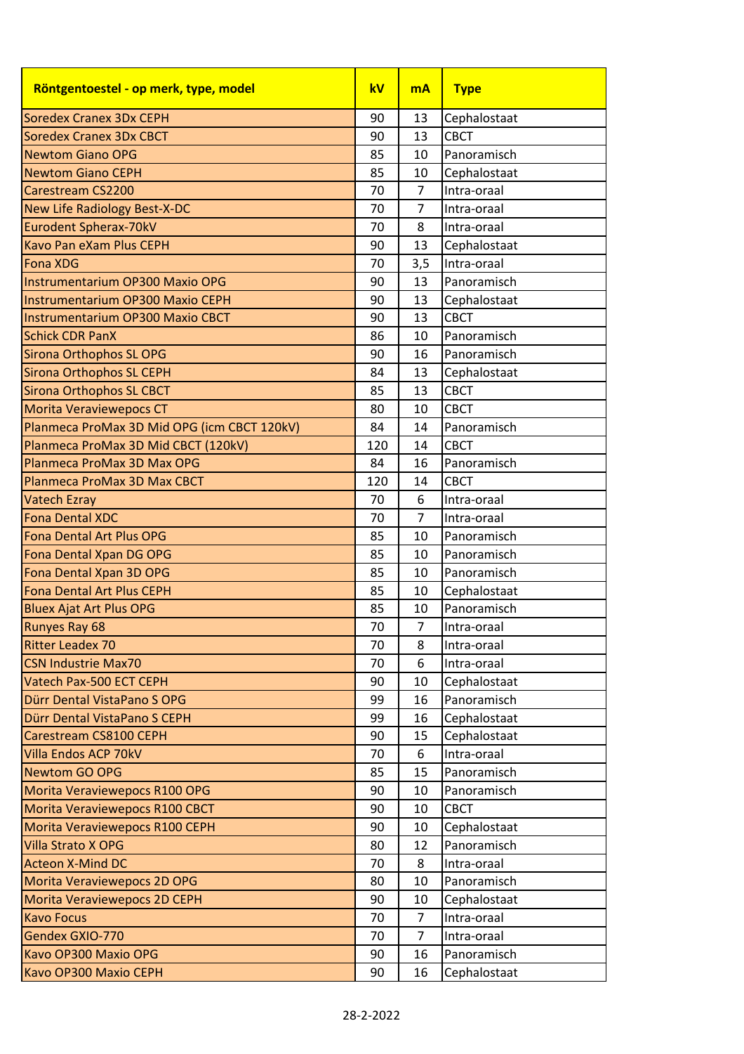| Röntgentoestel - op merk, type, model | kV | mA | Type |
|---|---|---|---|
| Soredex Cranex 3Dx CEPH | 90 | 13 | Cephalostaat |
| Soredex Cranex 3Dx CBCT | 90 | 13 | CBCT |
| Newtom Giano OPG | 85 | 10 | Panoramisch |
| Newtom Giano CEPH | 85 | 10 | Cephalostaat |
| Carestream CS2200 | 70 | 7 | Intra-oraal |
| New Life Radiology Best-X-DC | 70 | 7 | Intra-oraal |
| Eurodent Spherax-70kV | 70 | 8 | Intra-oraal |
| Kavo Pan eXam Plus CEPH | 90 | 13 | Cephalostaat |
| Fona XDG | 70 | 3,5 | Intra-oraal |
| Instrumentarium OP300 Maxio OPG | 90 | 13 | Panoramisch |
| Instrumentarium OP300 Maxio CEPH | 90 | 13 | Cephalostaat |
| Instrumentarium OP300 Maxio CBCT | 90 | 13 | CBCT |
| Schick CDR PanX | 86 | 10 | Panoramisch |
| Sirona Orthophos SL OPG | 90 | 16 | Panoramisch |
| Sirona Orthophos SL CEPH | 84 | 13 | Cephalostaat |
| Sirona Orthophos SL CBCT | 85 | 13 | CBCT |
| Morita Veraviewepocs CT | 80 | 10 | CBCT |
| Planmeca ProMax 3D Mid OPG (icm CBCT 120kV) | 84 | 14 | Panoramisch |
| Planmeca ProMax 3D Mid CBCT (120kV) | 120 | 14 | CBCT |
| Planmeca ProMax 3D Max OPG | 84 | 16 | Panoramisch |
| Planmeca ProMax 3D Max CBCT | 120 | 14 | CBCT |
| Vatech Ezray | 70 | 6 | Intra-oraal |
| Fona Dental XDC | 70 | 7 | Intra-oraal |
| Fona Dental Art Plus OPG | 85 | 10 | Panoramisch |
| Fona Dental Xpan DG OPG | 85 | 10 | Panoramisch |
| Fona Dental Xpan 3D OPG | 85 | 10 | Panoramisch |
| Fona Dental Art Plus CEPH | 85 | 10 | Cephalostaat |
| Bluex Ajat Art Plus OPG | 85 | 10 | Panoramisch |
| Runyes Ray 68 | 70 | 7 | Intra-oraal |
| Ritter Leadex 70 | 70 | 8 | Intra-oraal |
| CSN Industrie Max70 | 70 | 6 | Intra-oraal |
| Vatech Pax-500 ECT CEPH | 90 | 10 | Cephalostaat |
| Dürr Dental VistaPano S OPG | 99 | 16 | Panoramisch |
| Dürr Dental VistaPano S CEPH | 99 | 16 | Cephalostaat |
| Carestream CS8100 CEPH | 90 | 15 | Cephalostaat |
| Villa Endos ACP 70kV | 70 | 6 | Intra-oraal |
| Newtom GO OPG | 85 | 15 | Panoramisch |
| Morita Veraviewepocs R100 OPG | 90 | 10 | Panoramisch |
| Morita Veraviewepocs R100 CBCT | 90 | 10 | CBCT |
| Morita Veraviewepocs R100 CEPH | 90 | 10 | Cephalostaat |
| Villa Strato X OPG | 80 | 12 | Panoramisch |
| Acteon X-Mind DC | 70 | 8 | Intra-oraal |
| Morita Veraviewepocs 2D OPG | 80 | 10 | Panoramisch |
| Morita Veraviewepocs 2D CEPH | 90 | 10 | Cephalostaat |
| Kavo Focus | 70 | 7 | Intra-oraal |
| Gendex GXIO-770 | 70 | 7 | Intra-oraal |
| Kavo OP300 Maxio OPG | 90 | 16 | Panoramisch |
| Kavo OP300 Maxio CEPH | 90 | 16 | Cephalostaat |

28-2-2022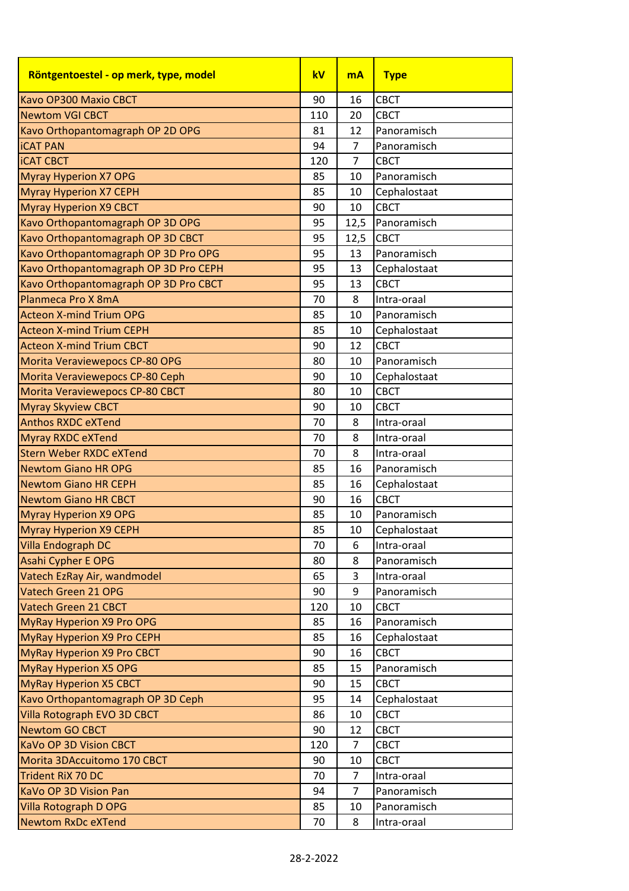| Röntgentoestel - op merk, type, model | kV | mA | Type |
|---|---|---|---|
| Kavo OP300 Maxio CBCT | 90 | 16 | CBCT |
| Newtom VGI CBCT | 110 | 20 | CBCT |
| Kavo Orthopantomagraph OP 2D OPG | 81 | 12 | Panoramisch |
| iCAT PAN | 94 | 7 | Panoramisch |
| iCAT CBCT | 120 | 7 | CBCT |
| Myray Hyperion X7 OPG | 85 | 10 | Panoramisch |
| Myray Hyperion X7 CEPH | 85 | 10 | Cephalostaat |
| Myray Hyperion X9 CBCT | 90 | 10 | CBCT |
| Kavo Orthopantomagraph OP 3D OPG | 95 | 12,5 | Panoramisch |
| Kavo Orthopantomagraph OP 3D CBCT | 95 | 12,5 | CBCT |
| Kavo Orthopantomagraph OP 3D Pro OPG | 95 | 13 | Panoramisch |
| Kavo Orthopantomagraph OP 3D Pro CEPH | 95 | 13 | Cephalostaat |
| Kavo Orthopantomagraph OP 3D Pro CBCT | 95 | 13 | CBCT |
| Planmeca Pro X 8mA | 70 | 8 | Intra-oraal |
| Acteon X-mind Trium OPG | 85 | 10 | Panoramisch |
| Acteon X-mind Trium CEPH | 85 | 10 | Cephalostaat |
| Acteon X-mind Trium CBCT | 90 | 12 | CBCT |
| Morita Veraviewepocs CP-80 OPG | 80 | 10 | Panoramisch |
| Morita Veraviewepocs CP-80 Ceph | 90 | 10 | Cephalostaat |
| Morita Veraviewepocs CP-80 CBCT | 80 | 10 | CBCT |
| Myray Skyview CBCT | 90 | 10 | CBCT |
| Anthos RXDC eXTend | 70 | 8 | Intra-oraal |
| Myray RXDC eXTend | 70 | 8 | Intra-oraal |
| Stern Weber RXDC eXTend | 70 | 8 | Intra-oraal |
| Newtom Giano HR OPG | 85 | 16 | Panoramisch |
| Newtom Giano HR CEPH | 85 | 16 | Cephalostaat |
| Newtom Giano HR CBCT | 90 | 16 | CBCT |
| Myray Hyperion X9 OPG | 85 | 10 | Panoramisch |
| Myray Hyperion X9 CEPH | 85 | 10 | Cephalostaat |
| Villa Endograph DC | 70 | 6 | Intra-oraal |
| Asahi Cypher E OPG | 80 | 8 | Panoramisch |
| Vatech EzRay Air, wandmodel | 65 | 3 | Intra-oraal |
| Vatech Green 21 OPG | 90 | 9 | Panoramisch |
| Vatech Green 21 CBCT | 120 | 10 | CBCT |
| MyRay Hyperion X9 Pro OPG | 85 | 16 | Panoramisch |
| MyRay Hyperion X9 Pro CEPH | 85 | 16 | Cephalostaat |
| MyRay Hyperion X9 Pro CBCT | 90 | 16 | CBCT |
| MyRay Hyperion X5 OPG | 85 | 15 | Panoramisch |
| MyRay Hyperion X5 CBCT | 90 | 15 | CBCT |
| Kavo Orthopantomagraph OP 3D Ceph | 95 | 14 | Cephalostaat |
| Villa Rotograph EVO 3D CBCT | 86 | 10 | CBCT |
| Newtom GO CBCT | 90 | 12 | CBCT |
| KaVo OP 3D Vision CBCT | 120 | 7 | CBCT |
| Morita 3DAccuitomo 170 CBCT | 90 | 10 | CBCT |
| Trident RiX 70 DC | 70 | 7 | Intra-oraal |
| KaVo OP 3D Vision Pan | 94 | 7 | Panoramisch |
| Villa Rotograph D OPG | 85 | 10 | Panoramisch |
| Newtom RxDc eXTend | 70 | 8 | Intra-oraal |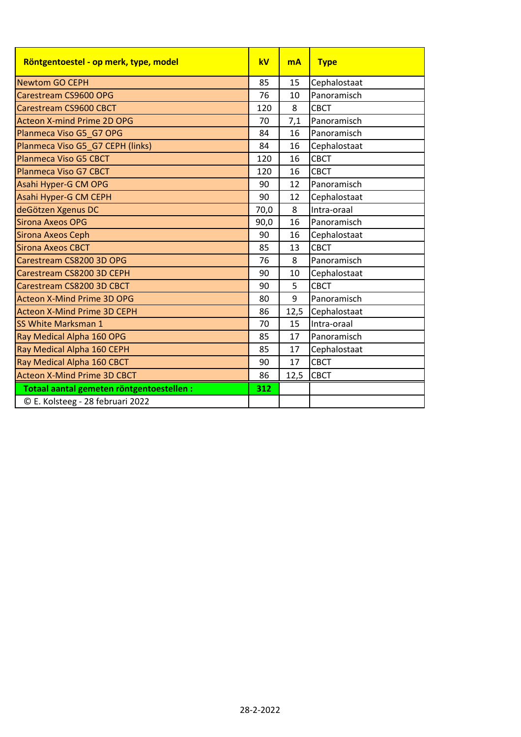| Röntgentoestel - op merk, type, model | kV | mA | Type |
|---|---|---|---|
| Newtom GO CEPH | 85 | 15 | Cephalostaat |
| Carestream CS9600 OPG | 76 | 10 | Panoramisch |
| Carestream CS9600 CBCT | 120 | 8 | CBCT |
| Acteon X-mind Prime 2D OPG | 70 | 7,1 | Panoramisch |
| Planmeca Viso G5_G7 OPG | 84 | 16 | Panoramisch |
| Planmeca Viso G5_G7 CEPH (links) | 84 | 16 | Cephalostaat |
| Planmeca Viso G5 CBCT | 120 | 16 | CBCT |
| Planmeca Viso G7 CBCT | 120 | 16 | CBCT |
| Asahi Hyper-G CM OPG | 90 | 12 | Panoramisch |
| Asahi Hyper-G CM CEPH | 90 | 12 | Cephalostaat |
| deGötzen Xgenus DC | 70,0 | 8 | Intra-oraal |
| Sirona Axeos OPG | 90,0 | 16 | Panoramisch |
| Sirona Axeos Ceph | 90 | 16 | Cephalostaat |
| Sirona Axeos CBCT | 85 | 13 | CBCT |
| Carestream CS8200 3D OPG | 76 | 8 | Panoramisch |
| Carestream CS8200 3D CEPH | 90 | 10 | Cephalostaat |
| Carestream CS8200 3D CBCT | 90 | 5 | CBCT |
| Acteon X-Mind Prime 3D OPG | 80 | 9 | Panoramisch |
| Acteon X-Mind Prime 3D CEPH | 86 | 12,5 | Cephalostaat |
| SS White Marksman 1 | 70 | 15 | Intra-oraal |
| Ray Medical Alpha 160 OPG | 85 | 17 | Panoramisch |
| Ray Medical Alpha 160 CEPH | 85 | 17 | Cephalostaat |
| Ray Medical Alpha 160 CBCT | 90 | 17 | CBCT |
| Acteon X-Mind Prime 3D CBCT | 86 | 12,5 | CBCT |
| **Totaal aantal gemeten röntgentoestellen :** | **312** | | |
| © E. Kolsteeg - 28 februari 2022 | | | |

28-2-2022